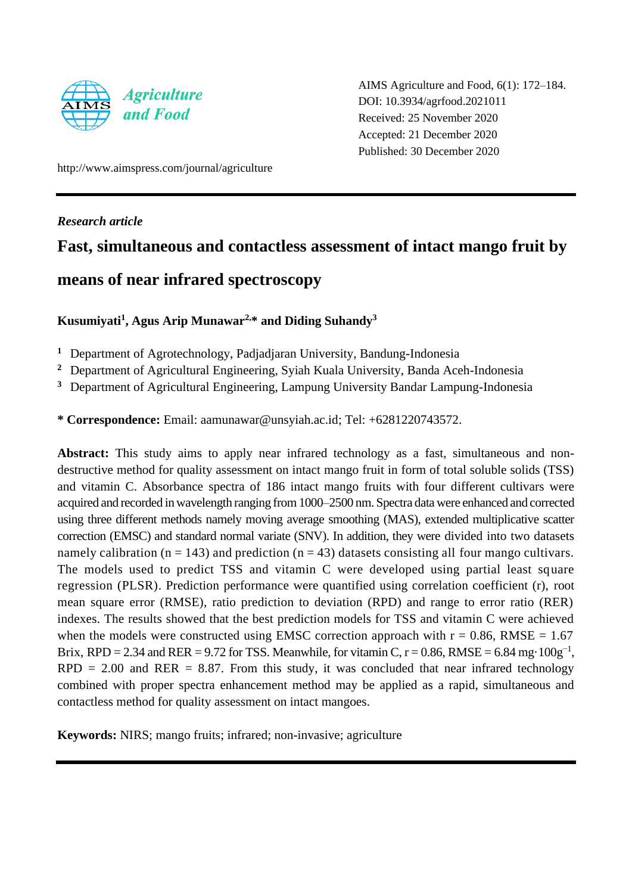AIMS Agriculture and Food, 6(1): 172–184.
DOI: 10.3934/agrfood.2021011
Received: 25 November 2020
Accepted: 21 December 2020
Published: 30 December 2020

http://www.aimspress.com/journal/agriculture

*Research article*

# Fast, simultaneous and contactless assessment of intact mango fruit by means of near infrared spectroscopy

**Kusumiyati[1], Agus Arip Munawar[2,]\* and Diding Suhandy[3]**

[1] Department of Agrotechnology, Padjadjaran University, Bandung-Indonesia
[2] Department of Agricultural Engineering, Syiah Kuala University, Banda Aceh-Indonesia
[3] Department of Agricultural Engineering, Lampung University Bandar Lampung-Indonesia

**\* Correspondence:** Email: aamunawar@unsyiah.ac.id; Tel: +6281220743572.

**Abstract:** This study aims to apply near infrared technology as a fast, simultaneous and non-destructive method for quality assessment on intact mango fruit in form of total soluble solids (TSS) and vitamin C. Absorbance spectra of 186 intact mango fruits with four different cultivars were acquired and recorded in wavelength ranging from 1000–2500 nm. Spectra data were enhanced and corrected using three different methods namely moving average smoothing (MAS), extended multiplicative scatter correction (EMSC) and standard normal variate (SNV). In addition, they were divided into two datasets namely calibration (n = 143) and prediction (n = 43) datasets consisting all four mango cultivars. The models used to predict TSS and vitamin C were developed using partial least square regression (PLSR). Prediction performance were quantified using correlation coefficient (r), root mean square error (RMSE), ratio prediction to deviation (RPD) and range to error ratio (RER) indexes. The results showed that the best prediction models for TSS and vitamin C were achieved when the models were constructed using EMSC correction approach with r = 0.86, RMSE = 1.67 Brix, RPD = 2.34 and RER = 9.72 for TSS. Meanwhile, for vitamin C, r = 0.86, RMSE = 6.84 $mg \cdot 100g^{-1}$, RPD = 2.00 and RER = 8.87. From this study, it was concluded that near infrared technology combined with proper spectra enhancement method may be applied as a rapid, simultaneous and contactless method for quality assessment on intact mangoes.

**Keywords:** NIRS; mango fruits; infrared; non-invasive; agriculture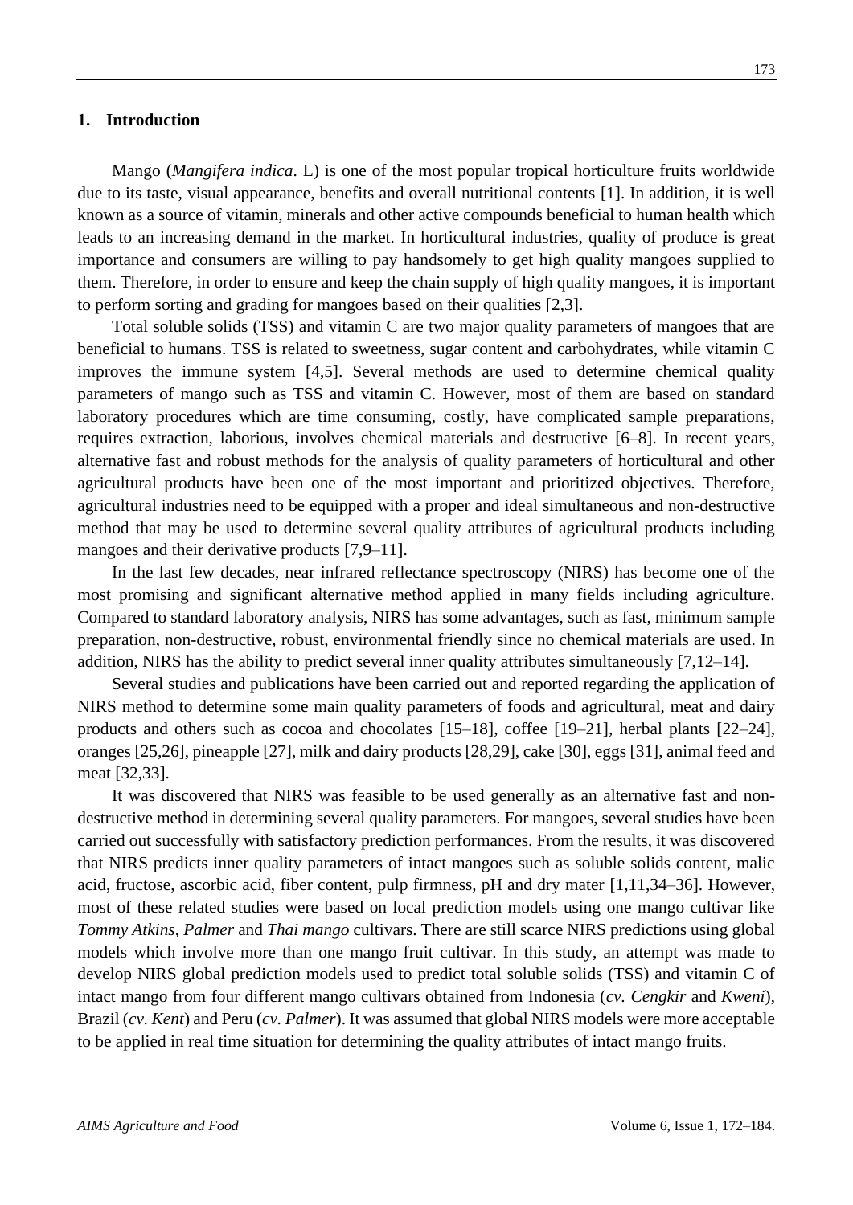## 1. Introduction

Mango (*Mangifera indica*. L) is one of the most popular tropical horticulture fruits worldwide due to its taste, visual appearance, benefits and overall nutritional contents [1]. In addition, it is well known as a source of vitamin, minerals and other active compounds beneficial to human health which leads to an increasing demand in the market. In horticultural industries, quality of produce is great importance and consumers are willing to pay handsomely to get high quality mangoes supplied to them. Therefore, in order to ensure and keep the chain supply of high quality mangoes, it is important to perform sorting and grading for mangoes based on their qualities [2,3].

Total soluble solids (TSS) and vitamin C are two major quality parameters of mangoes that are beneficial to humans. TSS is related to sweetness, sugar content and carbohydrates, while vitamin C improves the immune system [4,5]. Several methods are used to determine chemical quality parameters of mango such as TSS and vitamin C. However, most of them are based on standard laboratory procedures which are time consuming, costly, have complicated sample preparations, requires extraction, laborious, involves chemical materials and destructive [6–8]. In recent years, alternative fast and robust methods for the analysis of quality parameters of horticultural and other agricultural products have been one of the most important and prioritized objectives. Therefore, agricultural industries need to be equipped with a proper and ideal simultaneous and non-destructive method that may be used to determine several quality attributes of agricultural products including mangoes and their derivative products [7,9–11].

In the last few decades, near infrared reflectance spectroscopy (NIRS) has become one of the most promising and significant alternative method applied in many fields including agriculture. Compared to standard laboratory analysis, NIRS has some advantages, such as fast, minimum sample preparation, non-destructive, robust, environmental friendly since no chemical materials are used. In addition, NIRS has the ability to predict several inner quality attributes simultaneously [7,12–14].

Several studies and publications have been carried out and reported regarding the application of NIRS method to determine some main quality parameters of foods and agricultural, meat and dairy products and others such as cocoa and chocolates [15–18], coffee [19–21], herbal plants [22–24], oranges [25,26], pineapple [27], milk and dairy products [28,29], cake [30], eggs [31], animal feed and meat [32,33].

It was discovered that NIRS was feasible to be used generally as an alternative fast and non-destructive method in determining several quality parameters. For mangoes, several studies have been carried out successfully with satisfactory prediction performances. From the results, it was discovered that NIRS predicts inner quality parameters of intact mangoes such as soluble solids content, malic acid, fructose, ascorbic acid, fiber content, pulp firmness, pH and dry mater [1,11,34–36]. However, most of these related studies were based on local prediction models using one mango cultivar like *Tommy Atkins*, *Palmer* and *Thai mango* cultivars. There are still scarce NIRS predictions using global models which involve more than one mango fruit cultivar. In this study, an attempt was made to develop NIRS global prediction models used to predict total soluble solids (TSS) and vitamin C of intact mango from four different mango cultivars obtained from Indonesia (*cv. Cengkir* and *Kweni*), Brazil (*cv. Kent*) and Peru (*cv. Palmer*). It was assumed that global NIRS models were more acceptable to be applied in real time situation for determining the quality attributes of intact mango fruits.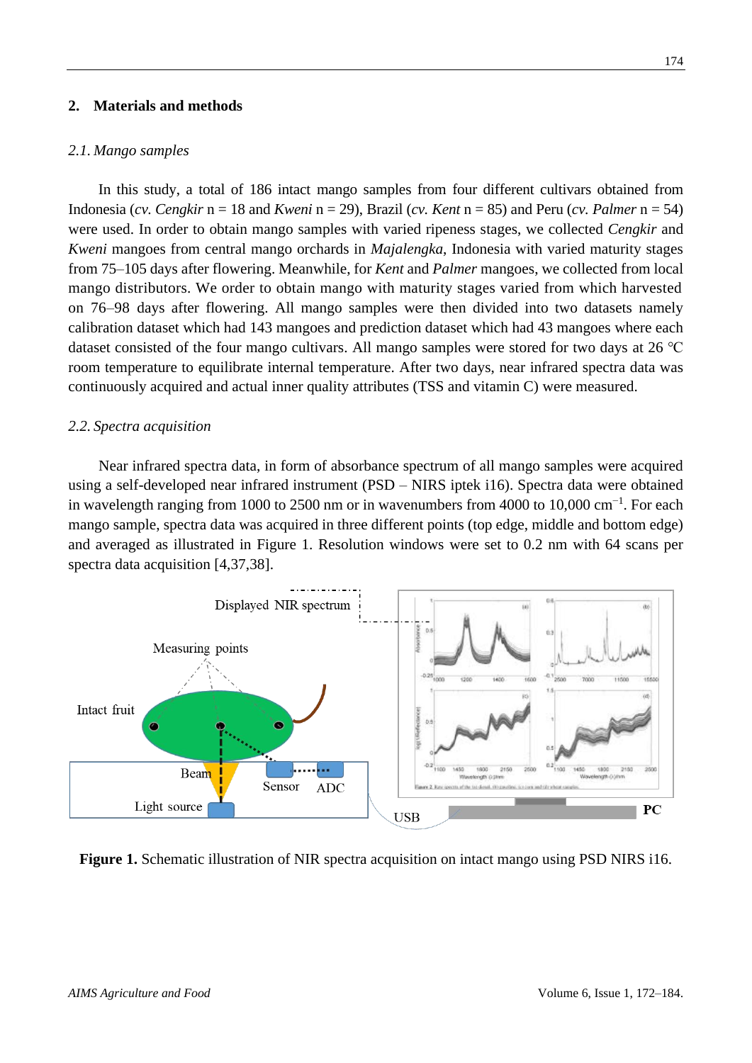## 2. Materials and methods

### 2.1. Mango samples

In this study, a total of 186 intact mango samples from four different cultivars obtained from Indonesia (*cv. Cengkir* n = 18 and *Kweni* n = 29), Brazil (*cv. Kent* n = 85) and Peru (*cv. Palmer* n = 54) were used. In order to obtain mango samples with varied ripeness stages, we collected *Cengkir* and *Kweni* mangoes from central mango orchards in *Majalengka*, Indonesia with varied maturity stages from 75–105 days after flowering. Meanwhile, for *Kent* and *Palmer* mangoes, we collected from local mango distributors. We order to obtain mango with maturity stages varied from which harvested on 76–98 days after flowering. All mango samples were then divided into two datasets namely calibration dataset which had 143 mangoes and prediction dataset which had 43 mangoes where each dataset consisted of the four mango cultivars. All mango samples were stored for two days at 26 ℃ room temperature to equilibrate internal temperature. After two days, near infrared spectra data was continuously acquired and actual inner quality attributes (TSS and vitamin C) were measured.

### 2.2. Spectra acquisition

Near infrared spectra data, in form of absorbance spectrum of all mango samples were acquired using a self-developed near infrared instrument (PSD – NIRS iptek i16). Spectra data were obtained in wavelength ranging from 1000 to 2500 nm or in wavenumbers from 4000 to 10,000 $cm^{-1}$. For each mango sample, spectra data was acquired in three different points (top edge, middle and bottom edge) and averaged as illustrated in Figure 1. Resolution windows were set to 0.2 nm with 64 scans per spectra data acquisition [4,37,38].

**Figure 1.** Schematic illustration of NIR spectra acquisition on intact mango using PSD NIRS i16.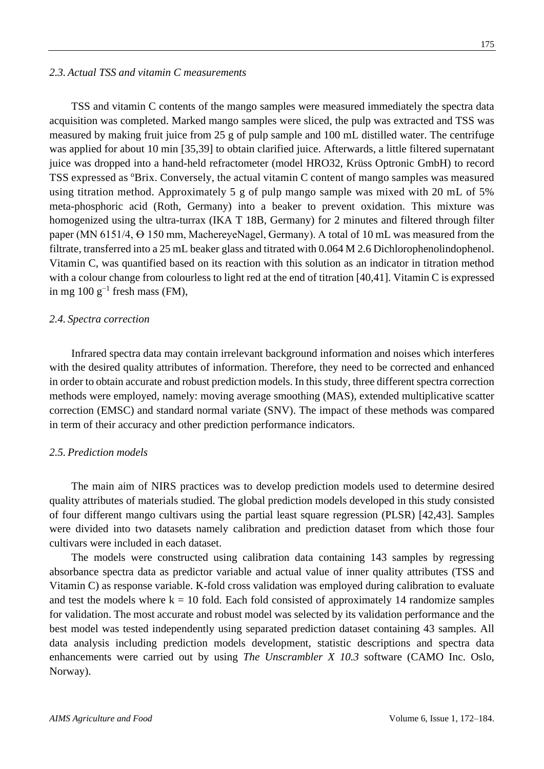### 2.3. Actual TSS and vitamin C measurements

TSS and vitamin C contents of the mango samples were measured immediately the spectra data acquisition was completed. Marked mango samples were sliced, the pulp was extracted and TSS was measured by making fruit juice from 25 g of pulp sample and 100 mL distilled water. The centrifuge was applied for about 10 min [35,39] to obtain clarified juice. Afterwards, a little filtered supernatant juice was dropped into a hand-held refractometer (model HRO32, Krüss Optronic GmbH) to record TSS expressed as °Brix. Conversely, the actual vitamin C content of mango samples was measured using titration method. Approximately 5 g of pulp mango sample was mixed with 20 mL of 5% meta-phosphoric acid (Roth, Germany) into a beaker to prevent oxidation. This mixture was homogenized using the ultra-turrax (IKA T 18B, Germany) for 2 minutes and filtered through filter paper (MN 6151/4, ϴ 150 mm, MachereyeNagel, Germany). A total of 10 mL was measured from the filtrate, transferred into a 25 mL beaker glass and titrated with 0.064 M 2.6 Dichlorophenolindophenol. Vitamin C, was quantified based on its reaction with this solution as an indicator in titration method with a colour change from colourless to light red at the end of titration [40,41]. Vitamin C is expressed in mg 100 $g^{-1}$ fresh mass (FM),

### 2.4. Spectra correction

Infrared spectra data may contain irrelevant background information and noises which interferes with the desired quality attributes of information. Therefore, they need to be corrected and enhanced in order to obtain accurate and robust prediction models. In this study, three different spectra correction methods were employed, namely: moving average smoothing (MAS), extended multiplicative scatter correction (EMSC) and standard normal variate (SNV). The impact of these methods was compared in term of their accuracy and other prediction performance indicators.

### 2.5. Prediction models

The main aim of NIRS practices was to develop prediction models used to determine desired quality attributes of materials studied. The global prediction models developed in this study consisted of four different mango cultivars using the partial least square regression (PLSR) [42,43]. Samples were divided into two datasets namely calibration and prediction dataset from which those four cultivars were included in each dataset.

The models were constructed using calibration data containing 143 samples by regressing absorbance spectra data as predictor variable and actual value of inner quality attributes (TSS and Vitamin C) as response variable. K-fold cross validation was employed during calibration to evaluate and test the models where $k = 10$ fold. Each fold consisted of approximately 14 randomize samples for validation. The most accurate and robust model was selected by its validation performance and the best model was tested independently using separated prediction dataset containing 43 samples. All data analysis including prediction models development, statistic descriptions and spectra data enhancements were carried out by using *The Unscrambler X 10.3* software (CAMO Inc. Oslo, Norway).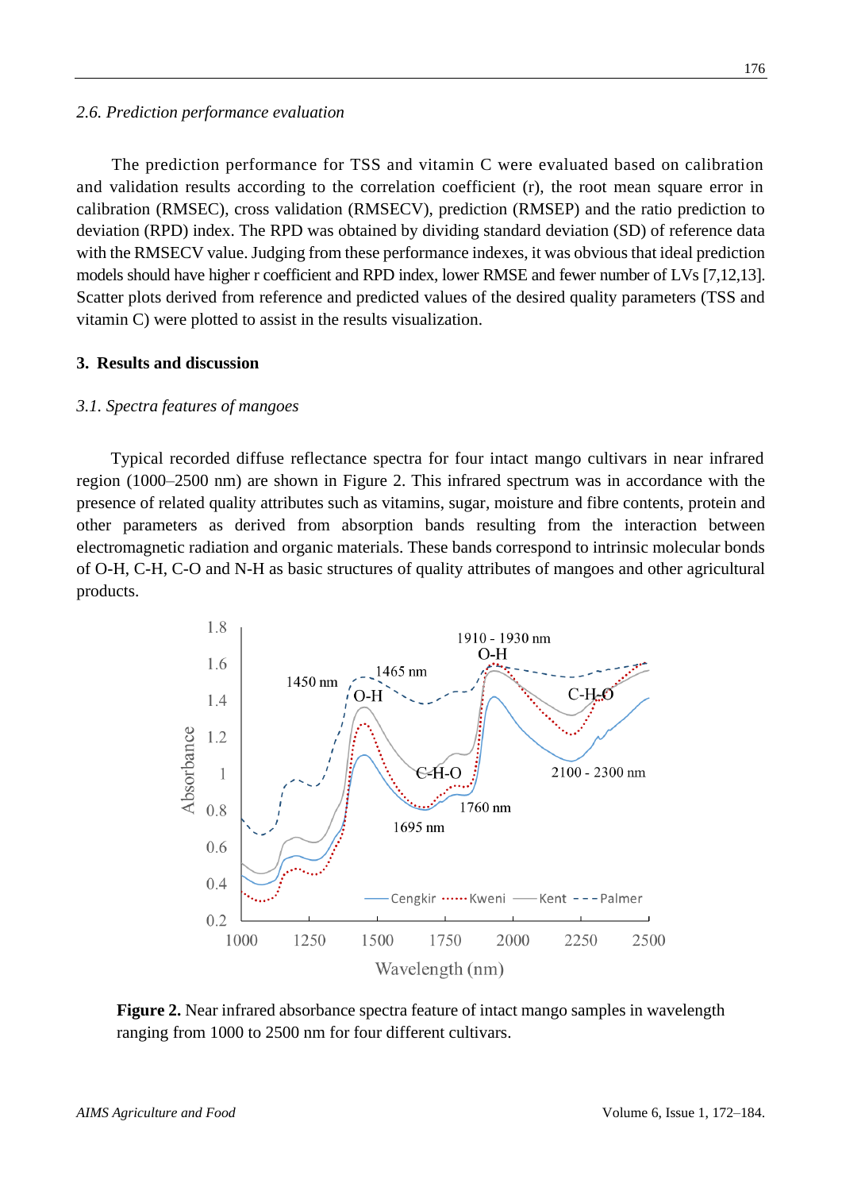### 2.6. Prediction performance evaluation

The prediction performance for TSS and vitamin C were evaluated based on calibration and validation results according to the correlation coefficient (r), the root mean square error in calibration (RMSEC), cross validation (RMSECV), prediction (RMSEP) and the ratio prediction to deviation (RPD) index. The RPD was obtained by dividing standard deviation (SD) of reference data with the RMSECV value. Judging from these performance indexes, it was obvious that ideal prediction models should have higher r coefficient and RPD index, lower RMSE and fewer number of LVs [7,12,13]. Scatter plots derived from reference and predicted values of the desired quality parameters (TSS and vitamin C) were plotted to assist in the results visualization.

## 3. Results and discussion

### 3.1. Spectra features of mangoes

Typical recorded diffuse reflectance spectra for four intact mango cultivars in near infrared region (1000–2500 nm) are shown in Figure 2. This infrared spectrum was in accordance with the presence of related quality attributes such as vitamins, sugar, moisture and fibre contents, protein and other parameters as derived from absorption bands resulting from the interaction between electromagnetic radiation and organic materials. These bands correspond to intrinsic molecular bonds of O-H, C-H, C-O and N-H as basic structures of quality attributes of mangoes and other agricultural products.

**Figure 2.** Near infrared absorbance spectra feature of intact mango samples in wavelength ranging from 1000 to 2500 nm for four different cultivars.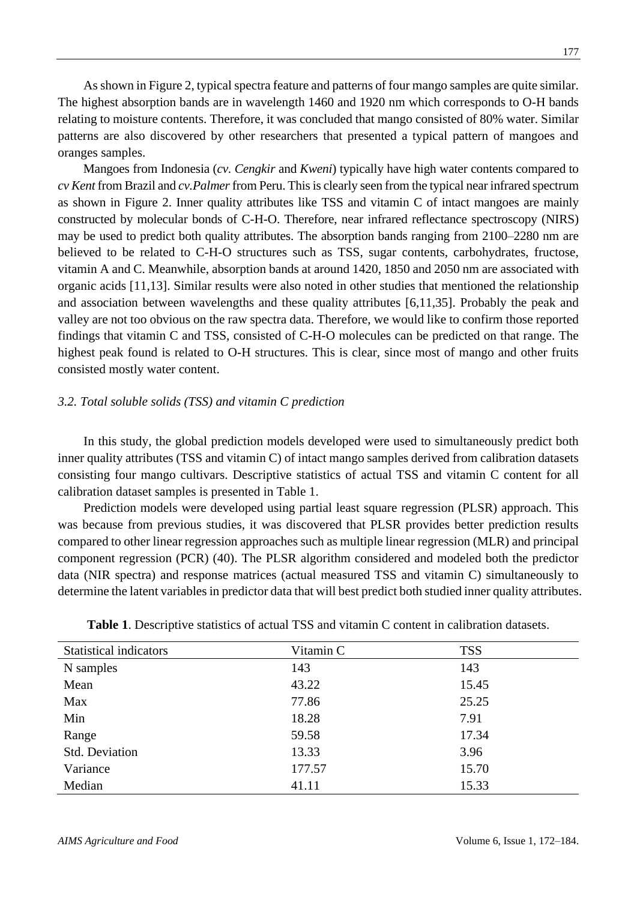As shown in Figure 2, typical spectra feature and patterns of four mango samples are quite similar. The highest absorption bands are in wavelength 1460 and 1920 nm which corresponds to O-H bands relating to moisture contents. Therefore, it was concluded that mango consisted of 80% water. Similar patterns are also discovered by other researchers that presented a typical pattern of mangoes and oranges samples.

Mangoes from Indonesia (*cv. Cengkir* and *Kweni*) typically have high water contents compared to *cv Kent* from Brazil and *cv.Palmer* from Peru. This is clearly seen from the typical near infrared spectrum as shown in Figure 2. Inner quality attributes like TSS and vitamin C of intact mangoes are mainly constructed by molecular bonds of C-H-O. Therefore, near infrared reflectance spectroscopy (NIRS) may be used to predict both quality attributes. The absorption bands ranging from 2100–2280 nm are believed to be related to C-H-O structures such as TSS, sugar contents, carbohydrates, fructose, vitamin A and C. Meanwhile, absorption bands at around 1420, 1850 and 2050 nm are associated with organic acids [11,13]. Similar results were also noted in other studies that mentioned the relationship and association between wavelengths and these quality attributes [6,11,35]. Probably the peak and valley are not too obvious on the raw spectra data. Therefore, we would like to confirm those reported findings that vitamin C and TSS, consisted of C-H-O molecules can be predicted on that range. The highest peak found is related to O-H structures. This is clear, since most of mango and other fruits consisted mostly water content.

### *3.2. Total soluble solids (TSS) and vitamin C prediction*

In this study, the global prediction models developed were used to simultaneously predict both inner quality attributes (TSS and vitamin C) of intact mango samples derived from calibration datasets consisting four mango cultivars. Descriptive statistics of actual TSS and vitamin C content for all calibration dataset samples is presented in Table 1.

Prediction models were developed using partial least square regression (PLSR) approach. This was because from previous studies, it was discovered that PLSR provides better prediction results compared to other linear regression approaches such as multiple linear regression (MLR) and principal component regression (PCR) (40). The PLSR algorithm considered and modeled both the predictor data (NIR spectra) and response matrices (actual measured TSS and vitamin C) simultaneously to determine the latent variables in predictor data that will best predict both studied inner quality attributes.

**Table 1**. Descriptive statistics of actual TSS and vitamin C content in calibration datasets.

| Statistical indicators | Vitamin C | TSS |
|---|---|---|
| N samples | 143 | 143 |
| Mean | 43.22 | 15.45 |
| Max | 77.86 | 25.25 |
| Min | 18.28 | 7.91 |
| Range | 59.58 | 17.34 |
| Std. Deviation | 13.33 | 3.96 |
| Variance | 177.57 | 15.70 |
| Median | 41.11 | 15.33 |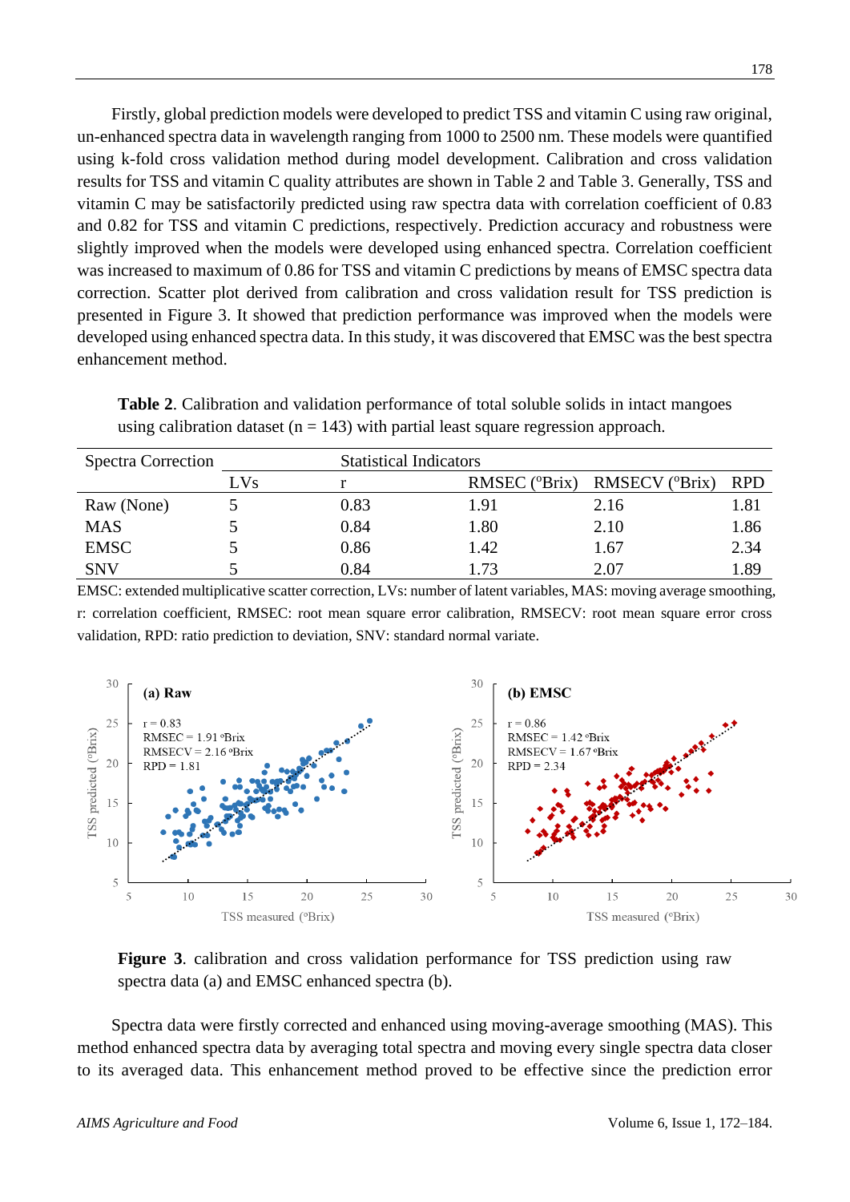Firstly, global prediction models were developed to predict TSS and vitamin C using raw original, un-enhanced spectra data in wavelength ranging from 1000 to 2500 nm. These models were quantified using k-fold cross validation method during model development. Calibration and cross validation results for TSS and vitamin C quality attributes are shown in Table 2 and Table 3. Generally, TSS and vitamin C may be satisfactorily predicted using raw spectra data with correlation coefficient of 0.83 and 0.82 for TSS and vitamin C predictions, respectively. Prediction accuracy and robustness were slightly improved when the models were developed using enhanced spectra. Correlation coefficient was increased to maximum of 0.86 for TSS and vitamin C predictions by means of EMSC spectra data correction. Scatter plot derived from calibration and cross validation result for TSS prediction is presented in Figure 3. It showed that prediction performance was improved when the models were developed using enhanced spectra data. In this study, it was discovered that EMSC was the best spectra enhancement method.

**Table 2**. Calibration and validation performance of total soluble solids in intact mangoes using calibration dataset (n = 143) with partial least square regression approach.

| Spectra Correction | Statistical Indicators | | | | |
|---|---|---|---|---|---|
| | LVs | r | RMSEC (°Brix) | RMSECV (°Brix) | RPD |
| Raw (None) | 5 | 0.83 | 1.91 | 2.16 | 1.81 |
| MAS | 5 | 0.84 | 1.80 | 2.10 | 1.86 |
| EMSC | 5 | 0.86 | 1.42 | 1.67 | 2.34 |
| SNV | 5 | 0.84 | 1.73 | 2.07 | 1.89 |

EMSC: extended multiplicative scatter correction, LVs: number of latent variables, MAS: moving average smoothing, r: correlation coefficient, RMSEC: root mean square error calibration, RMSECV: root mean square error cross validation, RPD: ratio prediction to deviation, SNV: standard normal variate.

**Figure 3**. calibration and cross validation performance for TSS prediction using raw spectra data (a) and EMSC enhanced spectra (b).

Spectra data were firstly corrected and enhanced using moving-average smoothing (MAS). This method enhanced spectra data by averaging total spectra and moving every single spectra data closer to its averaged data. This enhancement method proved to be effective since the prediction error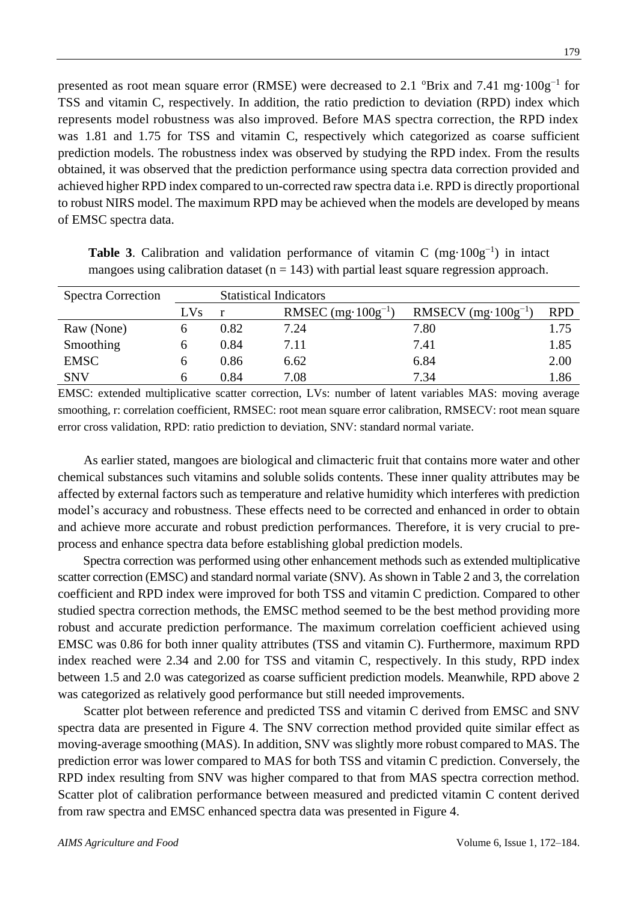presented as root mean square error (RMSE) were decreased to 2.1 °Brix and 7.41 mg·100g$^{-1}$ for TSS and vitamin C, respectively. In addition, the ratio prediction to deviation (RPD) index which represents model robustness was also improved. Before MAS spectra correction, the RPD index was 1.81 and 1.75 for TSS and vitamin C, respectively which categorized as coarse sufficient prediction models. The robustness index was observed by studying the RPD index. From the results obtained, it was observed that the prediction performance using spectra data correction provided and achieved higher RPD index compared to un-corrected raw spectra data i.e. RPD is directly proportional to robust NIRS model. The maximum RPD may be achieved when the models are developed by means of EMSC spectra data.

**Table 3**. Calibration and validation performance of vitamin C (mg·100g$^{-1}$) in intact mangoes using calibration dataset (n = 143) with partial least square regression approach.

| Spectra Correction | Statistical Indicators | | | | |
|---|---|---|---|---|---|
| | LVs | r | RMSEC (mg·100g$^{-1}$) | RMSECV (mg·100g$^{-1}$) | RPD |
| Raw (None) | 6 | 0.82 | 7.24 | 7.80 | 1.75 |
| Smoothing | 6 | 0.84 | 7.11 | 7.41 | 1.85 |
| EMSC | 6 | 0.86 | 6.62 | 6.84 | 2.00 |
| SNV | 6 | 0.84 | 7.08 | 7.34 | 1.86 |

EMSC: extended multiplicative scatter correction, LVs: number of latent variables MAS: moving average smoothing, r: correlation coefficient, RMSEC: root mean square error calibration, RMSECV: root mean square error cross validation, RPD: ratio prediction to deviation, SNV: standard normal variate.

As earlier stated, mangoes are biological and climacteric fruit that contains more water and other chemical substances such vitamins and soluble solids contents. These inner quality attributes may be affected by external factors such as temperature and relative humidity which interferes with prediction model's accuracy and robustness. These effects need to be corrected and enhanced in order to obtain and achieve more accurate and robust prediction performances. Therefore, it is very crucial to pre-process and enhance spectra data before establishing global prediction models.

Spectra correction was performed using other enhancement methods such as extended multiplicative scatter correction (EMSC) and standard normal variate (SNV). As shown in Table 2 and 3, the correlation coefficient and RPD index were improved for both TSS and vitamin C prediction. Compared to other studied spectra correction methods, the EMSC method seemed to be the best method providing more robust and accurate prediction performance. The maximum correlation coefficient achieved using EMSC was 0.86 for both inner quality attributes (TSS and vitamin C). Furthermore, maximum RPD index reached were 2.34 and 2.00 for TSS and vitamin C, respectively. In this study, RPD index between 1.5 and 2.0 was categorized as coarse sufficient prediction models. Meanwhile, RPD above 2 was categorized as relatively good performance but still needed improvements.

Scatter plot between reference and predicted TSS and vitamin C derived from EMSC and SNV spectra data are presented in Figure 4. The SNV correction method provided quite similar effect as moving-average smoothing (MAS). In addition, SNV was slightly more robust compared to MAS. The prediction error was lower compared to MAS for both TSS and vitamin C prediction. Conversely, the RPD index resulting from SNV was higher compared to that from MAS spectra correction method. Scatter plot of calibration performance between measured and predicted vitamin C content derived from raw spectra and EMSC enhanced spectra data was presented in Figure 4.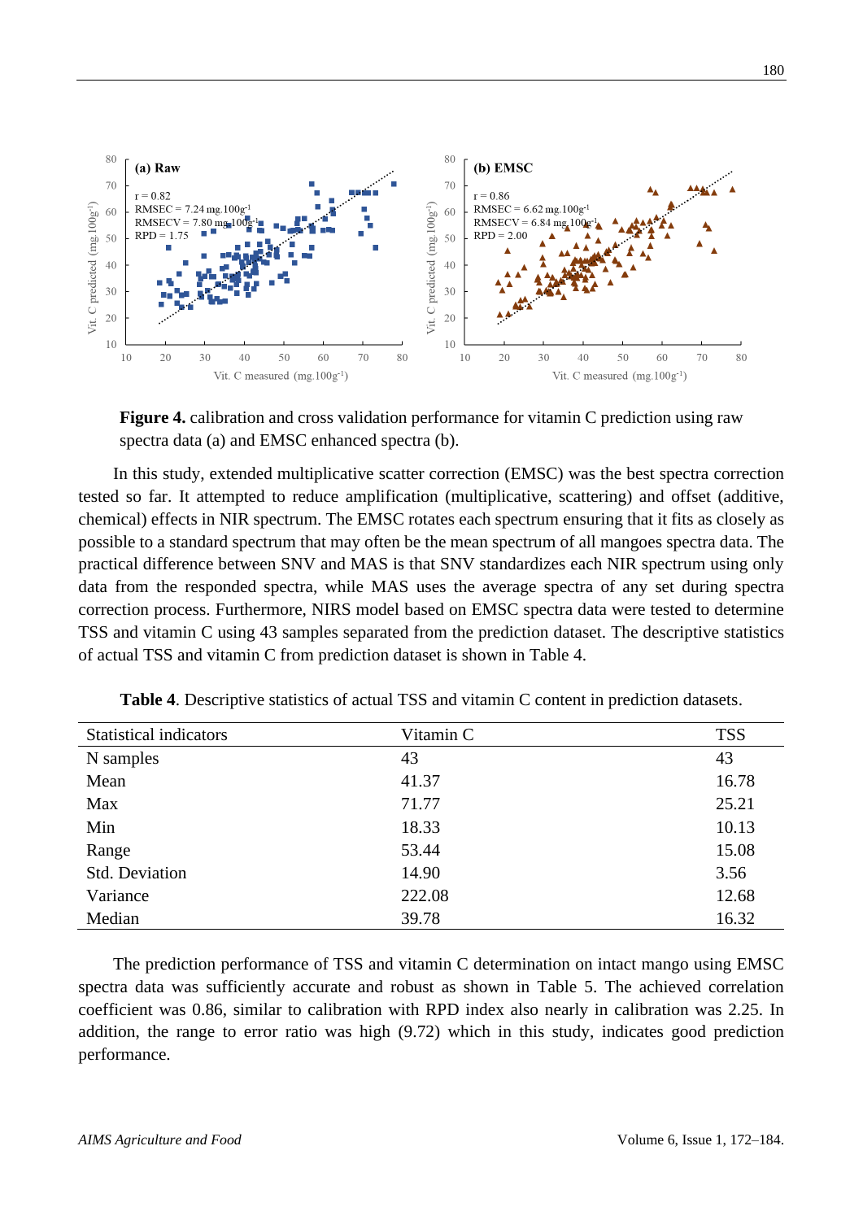**Figure 4.** calibration and cross validation performance for vitamin C prediction using raw spectra data (a) and EMSC enhanced spectra (b).

In this study, extended multiplicative scatter correction (EMSC) was the best spectra correction tested so far. It attempted to reduce amplification (multiplicative, scattering) and offset (additive, chemical) effects in NIR spectrum. The EMSC rotates each spectrum ensuring that it fits as closely as possible to a standard spectrum that may often be the mean spectrum of all mangoes spectra data. The practical difference between SNV and MAS is that SNV standardizes each NIR spectrum using only data from the responded spectra, while MAS uses the average spectra of any set during spectra correction process. Furthermore, NIRS model based on EMSC spectra data were tested to determine TSS and vitamin C using 43 samples separated from the prediction dataset. The descriptive statistics of actual TSS and vitamin C from prediction dataset is shown in Table 4.

**Table 4**. Descriptive statistics of actual TSS and vitamin C content in prediction datasets.

| Statistical indicators | Vitamin C | TSS |
|---|---|---|
| N samples | 43 | 43 |
| Mean | 41.37 | 16.78 |
| Max | 71.77 | 25.21 |
| Min | 18.33 | 10.13 |
| Range | 53.44 | 15.08 |
| Std. Deviation | 14.90 | 3.56 |
| Variance | 222.08 | 12.68 |
| Median | 39.78 | 16.32 |

The prediction performance of TSS and vitamin C determination on intact mango using EMSC spectra data was sufficiently accurate and robust as shown in Table 5. The achieved correlation coefficient was 0.86, similar to calibration with RPD index also nearly in calibration was 2.25. In addition, the range to error ratio was high (9.72) which in this study, indicates good prediction performance.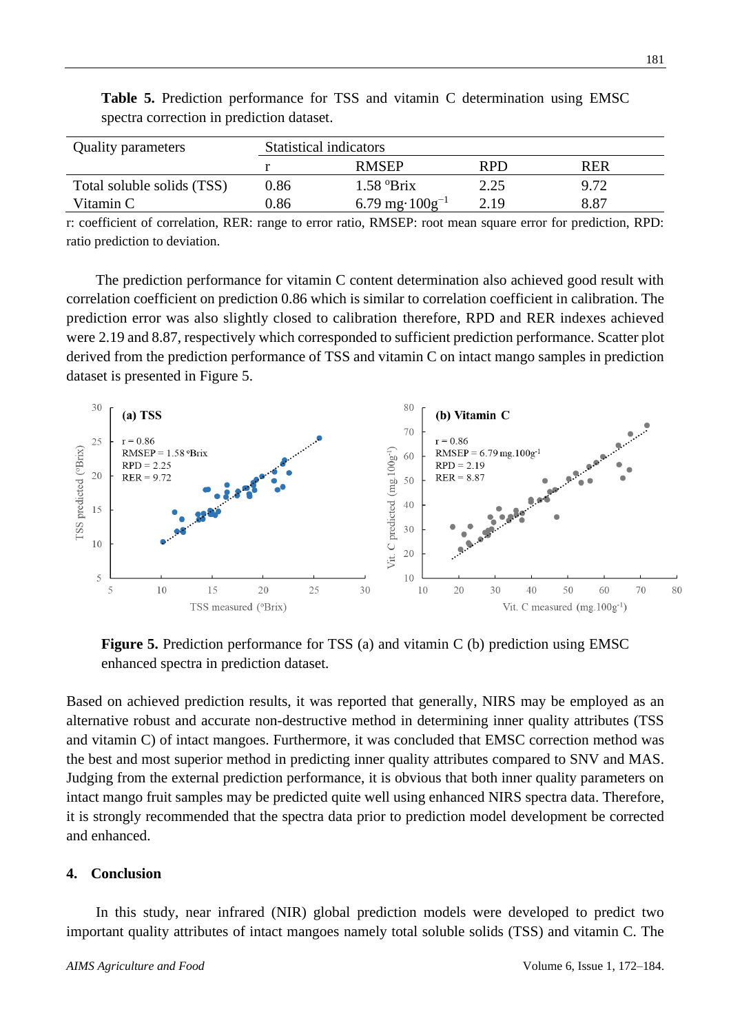**Table 5.** Prediction performance for TSS and vitamin C determination using EMSC spectra correction in prediction dataset.

| Quality parameters | Statistical indicators | | | |
|---|---|---|---|---|
| | r | RMSEP | RPD | RER |
| Total soluble solids (TSS) | 0.86 | 1.58 °Brix | 2.25 | 9.72 |
| Vitamin C | 0.86 | 6.79 mg·100g$^{-1}$ | 2.19 | 8.87 |

r: coefficient of correlation, RER: range to error ratio, RMSEP: root mean square error for prediction, RPD: ratio prediction to deviation.

The prediction performance for vitamin C content determination also achieved good result with correlation coefficient on prediction 0.86 which is similar to correlation coefficient in calibration. The prediction error was also slightly closed to calibration therefore, RPD and RER indexes achieved were 2.19 and 8.87, respectively which corresponded to sufficient prediction performance. Scatter plot derived from the prediction performance of TSS and vitamin C on intact mango samples in prediction dataset is presented in Figure 5.

**Figure 5.** Prediction performance for TSS (a) and vitamin C (b) prediction using EMSC enhanced spectra in prediction dataset.

Based on achieved prediction results, it was reported that generally, NIRS may be employed as an alternative robust and accurate non-destructive method in determining inner quality attributes (TSS and vitamin C) of intact mangoes. Furthermore, it was concluded that EMSC correction method was the best and most superior method in predicting inner quality attributes compared to SNV and MAS. Judging from the external prediction performance, it is obvious that both inner quality parameters on intact mango fruit samples may be predicted quite well using enhanced NIRS spectra data. Therefore, it is strongly recommended that the spectra data prior to prediction model development be corrected and enhanced.

## 4. Conclusion

In this study, near infrared (NIR) global prediction models were developed to predict two important quality attributes of intact mangoes namely total soluble solids (TSS) and vitamin C. The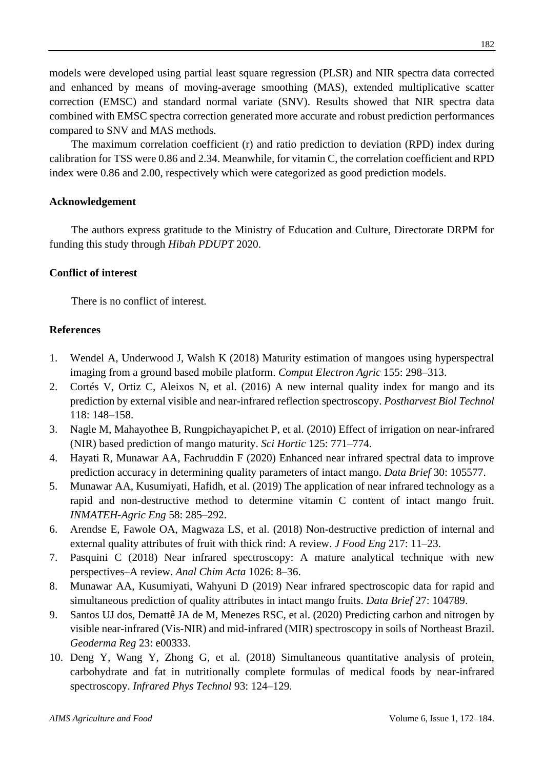models were developed using partial least square regression (PLSR) and NIR spectra data corrected and enhanced by means of moving-average smoothing (MAS), extended multiplicative scatter correction (EMSC) and standard normal variate (SNV). Results showed that NIR spectra data combined with EMSC spectra correction generated more accurate and robust prediction performances compared to SNV and MAS methods.

The maximum correlation coefficient (r) and ratio prediction to deviation (RPD) index during calibration for TSS were 0.86 and 2.34. Meanwhile, for vitamin C, the correlation coefficient and RPD index were 0.86 and 2.00, respectively which were categorized as good prediction models.

## Acknowledgement

The authors express gratitude to the Ministry of Education and Culture, Directorate DRPM for funding this study through *Hibah PDUPT* 2020.

## Conflict of interest

There is no conflict of interest.

## References

1. Wendel A, Underwood J, Walsh K (2018) Maturity estimation of mangoes using hyperspectral imaging from a ground based mobile platform. *Comput Electron Agric* 155: 298–313.
2. Cortés V, Ortiz C, Aleixos N, et al. (2016) A new internal quality index for mango and its prediction by external visible and near-infrared reflection spectroscopy. *Postharvest Biol Technol* 118: 148–158.
3. Nagle M, Mahayothee B, Rungpichayapichet P, et al. (2010) Effect of irrigation on near-infrared (NIR) based prediction of mango maturity. *Sci Hortic* 125: 771–774.
4. Hayati R, Munawar AA, Fachruddin F (2020) Enhanced near infrared spectral data to improve prediction accuracy in determining quality parameters of intact mango. *Data Brief* 30: 105577.
5. Munawar AA, Kusumiyati, Hafidh, et al. (2019) The application of near infrared technology as a rapid and non-destructive method to determine vitamin C content of intact mango fruit. *INMATEH-Agric Eng* 58: 285–292.
6. Arendse E, Fawole OA, Magwaza LS, et al. (2018) Non-destructive prediction of internal and external quality attributes of fruit with thick rind: A review. *J Food Eng* 217: 11–23.
7. Pasquini C (2018) Near infrared spectroscopy: A mature analytical technique with new perspectives–A review. *Anal Chim Acta* 1026: 8–36.
8. Munawar AA, Kusumiyati, Wahyuni D (2019) Near infrared spectroscopic data for rapid and simultaneous prediction of quality attributes in intact mango fruits. *Data Brief* 27: 104789.
9. Santos UJ dos, Demattê JA de M, Menezes RSC, et al. (2020) Predicting carbon and nitrogen by visible near-infrared (Vis-NIR) and mid-infrared (MIR) spectroscopy in soils of Northeast Brazil. *Geoderma Reg* 23: e00333.
10. Deng Y, Wang Y, Zhong G, et al. (2018) Simultaneous quantitative analysis of protein, carbohydrate and fat in nutritionally complete formulas of medical foods by near-infrared spectroscopy. *Infrared Phys Technol* 93: 124–129.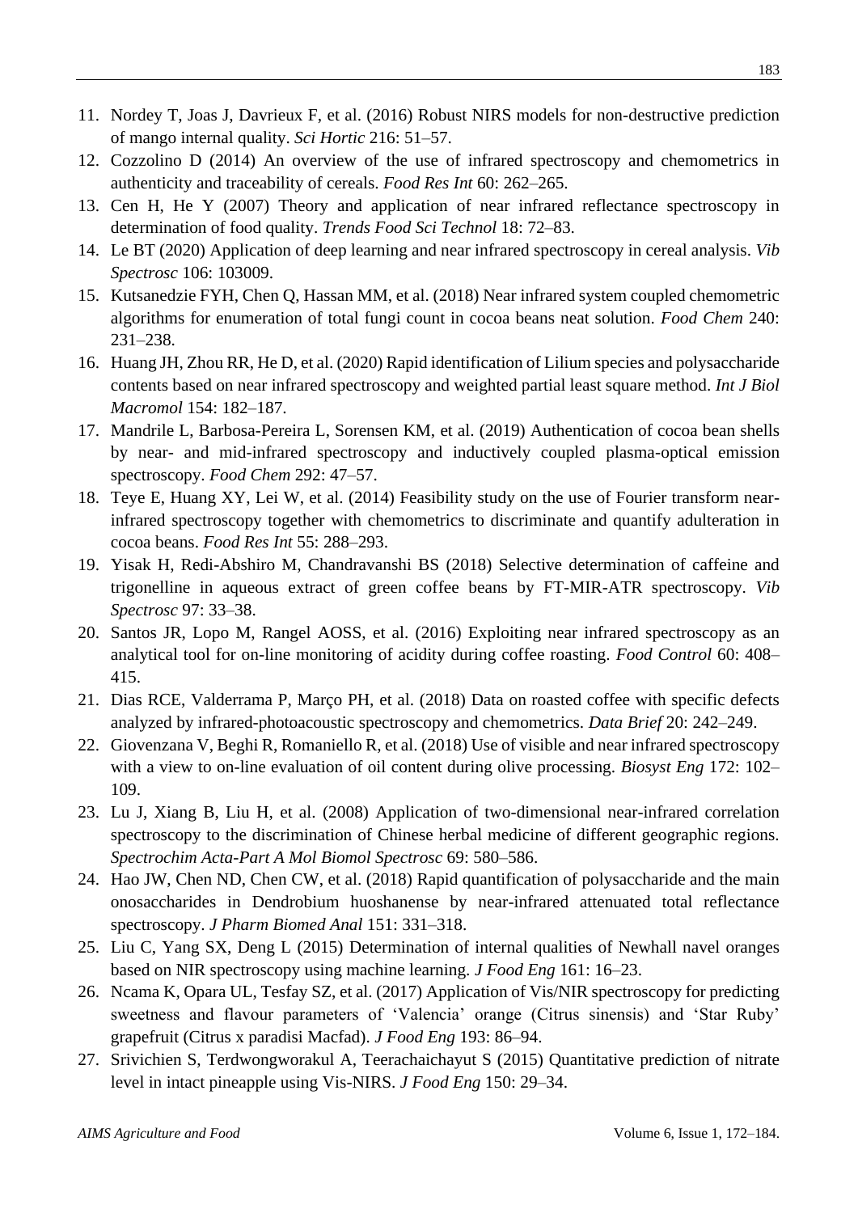11. Nordey T, Joas J, Davrieux F, et al. (2016) Robust NIRS models for non-destructive prediction of mango internal quality. *Sci Hortic* 216: 51–57.
12. Cozzolino D (2014) An overview of the use of infrared spectroscopy and chemometrics in authenticity and traceability of cereals. *Food Res Int* 60: 262–265.
13. Cen H, He Y (2007) Theory and application of near infrared reflectance spectroscopy in determination of food quality. *Trends Food Sci Technol* 18: 72–83.
14. Le BT (2020) Application of deep learning and near infrared spectroscopy in cereal analysis. *Vib Spectrosc* 106: 103009.
15. Kutsanedzie FYH, Chen Q, Hassan MM, et al. (2018) Near infrared system coupled chemometric algorithms for enumeration of total fungi count in cocoa beans neat solution. *Food Chem* 240: 231–238.
16. Huang JH, Zhou RR, He D, et al. (2020) Rapid identification of Lilium species and polysaccharide contents based on near infrared spectroscopy and weighted partial least square method. *Int J Biol Macromol* 154: 182–187.
17. Mandrile L, Barbosa-Pereira L, Sorensen KM, et al. (2019) Authentication of cocoa bean shells by near- and mid-infrared spectroscopy and inductively coupled plasma-optical emission spectroscopy. *Food Chem* 292: 47–57.
18. Teye E, Huang XY, Lei W, et al. (2014) Feasibility study on the use of Fourier transform near-infrared spectroscopy together with chemometrics to discriminate and quantify adulteration in cocoa beans. *Food Res Int* 55: 288–293.
19. Yisak H, Redi-Abshiro M, Chandravanshi BS (2018) Selective determination of caffeine and trigonelline in aqueous extract of green coffee beans by FT-MIR-ATR spectroscopy. *Vib Spectrosc* 97: 33–38.
20. Santos JR, Lopo M, Rangel AOSS, et al. (2016) Exploiting near infrared spectroscopy as an analytical tool for on-line monitoring of acidity during coffee roasting. *Food Control* 60: 408–415.
21. Dias RCE, Valderrama P, Março PH, et al. (2018) Data on roasted coffee with specific defects analyzed by infrared-photoacoustic spectroscopy and chemometrics. *Data Brief* 20: 242–249.
22. Giovenzana V, Beghi R, Romaniello R, et al. (2018) Use of visible and near infrared spectroscopy with a view to on-line evaluation of oil content during olive processing. *Biosyst Eng* 172: 102–109.
23. Lu J, Xiang B, Liu H, et al. (2008) Application of two-dimensional near-infrared correlation spectroscopy to the discrimination of Chinese herbal medicine of different geographic regions. *Spectrochim Acta-Part A Mol Biomol Spectrosc* 69: 580–586.
24. Hao JW, Chen ND, Chen CW, et al. (2018) Rapid quantification of polysaccharide and the main onosaccharides in Dendrobium huoshanense by near-infrared attenuated total reflectance spectroscopy. *J Pharm Biomed Anal* 151: 331–318.
25. Liu C, Yang SX, Deng L (2015) Determination of internal qualities of Newhall navel oranges based on NIR spectroscopy using machine learning. *J Food Eng* 161: 16–23.
26. Ncama K, Opara UL, Tesfay SZ, et al. (2017) Application of Vis/NIR spectroscopy for predicting sweetness and flavour parameters of 'Valencia' orange (Citrus sinensis) and 'Star Ruby' grapefruit (Citrus x paradisi Macfad). *J Food Eng* 193: 86–94.
27. Srivichien S, Terdwongworakul A, Teerachaichayut S (2015) Quantitative prediction of nitrate level in intact pineapple using Vis-NIRS. *J Food Eng* 150: 29–34.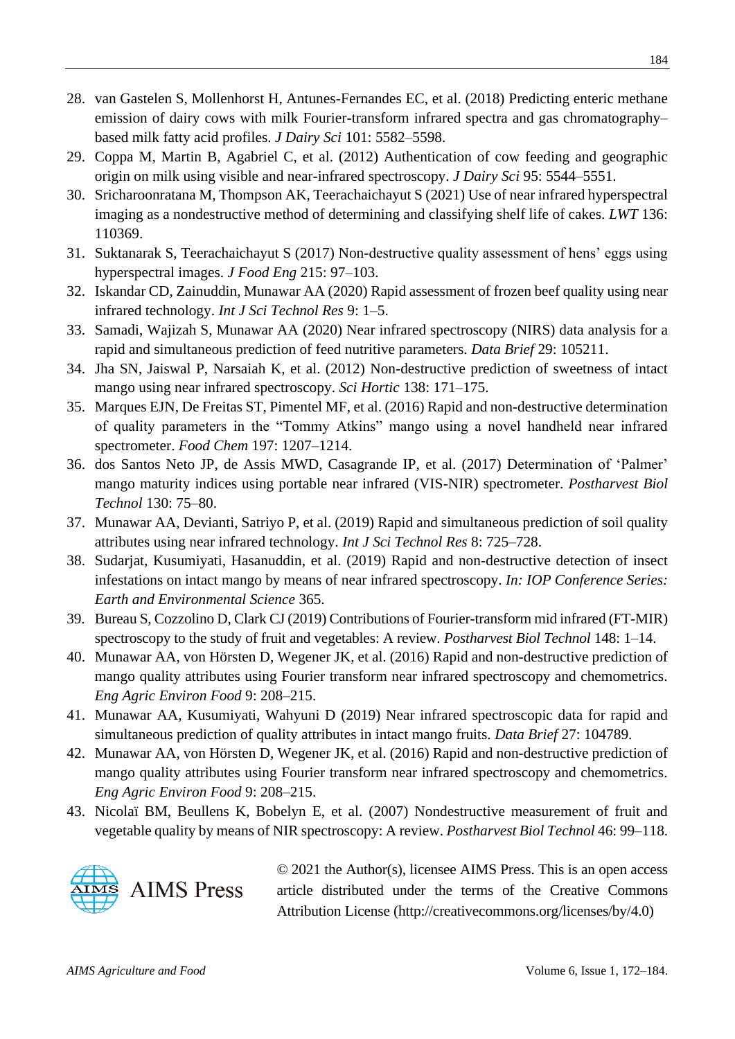28. van Gastelen S, Mollenhorst H, Antunes-Fernandes EC, et al. (2018) Predicting enteric methane emission of dairy cows with milk Fourier-transform infrared spectra and gas chromatography–based milk fatty acid profiles. *J Dairy Sci* 101: 5582–5598.
29. Coppa M, Martin B, Agabriel C, et al. (2012) Authentication of cow feeding and geographic origin on milk using visible and near-infrared spectroscopy. *J Dairy Sci* 95: 5544–5551.
30. Sricharoonratana M, Thompson AK, Teerachaichayut S (2021) Use of near infrared hyperspectral imaging as a nondestructive method of determining and classifying shelf life of cakes. *LWT* 136: 110369.
31. Suktanarak S, Teerachaichayut S (2017) Non-destructive quality assessment of hens' eggs using hyperspectral images. *J Food Eng* 215: 97–103.
32. Iskandar CD, Zainuddin, Munawar AA (2020) Rapid assessment of frozen beef quality using near infrared technology. *Int J Sci Technol Res* 9: 1–5.
33. Samadi, Wajizah S, Munawar AA (2020) Near infrared spectroscopy (NIRS) data analysis for a rapid and simultaneous prediction of feed nutritive parameters. *Data Brief* 29: 105211.
34. Jha SN, Jaiswal P, Narsaiah K, et al. (2012) Non-destructive prediction of sweetness of intact mango using near infrared spectroscopy. *Sci Hortic* 138: 171–175.
35. Marques EJN, De Freitas ST, Pimentel MF, et al. (2016) Rapid and non-destructive determination of quality parameters in the "Tommy Atkins" mango using a novel handheld near infrared spectrometer. *Food Chem* 197: 1207–1214.
36. dos Santos Neto JP, de Assis MWD, Casagrande IP, et al. (2017) Determination of 'Palmer' mango maturity indices using portable near infrared (VIS-NIR) spectrometer. *Postharvest Biol Technol* 130: 75–80.
37. Munawar AA, Devianti, Satriyo P, et al. (2019) Rapid and simultaneous prediction of soil quality attributes using near infrared technology. *Int J Sci Technol Res* 8: 725–728.
38. Sudarjat, Kusumiyati, Hasanuddin, et al. (2019) Rapid and non-destructive detection of insect infestations on intact mango by means of near infrared spectroscopy. *In: IOP Conference Series: Earth and Environmental Science* 365.
39. Bureau S, Cozzolino D, Clark CJ (2019) Contributions of Fourier-transform mid infrared (FT-MIR) spectroscopy to the study of fruit and vegetables: A review. *Postharvest Biol Technol* 148: 1–14.
40. Munawar AA, von Hörsten D, Wegener JK, et al. (2016) Rapid and non-destructive prediction of mango quality attributes using Fourier transform near infrared spectroscopy and chemometrics. *Eng Agric Environ Food* 9: 208–215.
41. Munawar AA, Kusumiyati, Wahyuni D (2019) Near infrared spectroscopic data for rapid and simultaneous prediction of quality attributes in intact mango fruits. *Data Brief* 27: 104789.
42. Munawar AA, von Hörsten D, Wegener JK, et al. (2016) Rapid and non-destructive prediction of mango quality attributes using Fourier transform near infrared spectroscopy and chemometrics. *Eng Agric Environ Food* 9: 208–215.
43. Nicolaï BM, Beullens K, Bobelyn E, et al. (2007) Nondestructive measurement of fruit and vegetable quality by means of NIR spectroscopy: A review. *Postharvest Biol Technol* 46: 99–118.

AIMS Press

© 2021 the Author(s), licensee AIMS Press. This is an open access article distributed under the terms of the Creative Commons Attribution License (http://creativecommons.org/licenses/by/4.0)